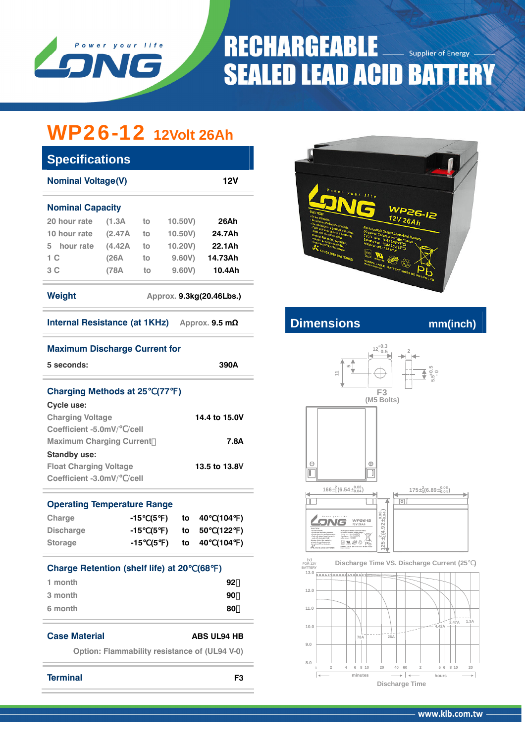# RECHARGEABLE SEALED LEAD ACID BATTERY

Power your life — LONG — Supplier of Energy

## WP26-12 12Volt 26Ah

## Specifications

| Nominal Voltage(V) | 12V |
|---|---|

### Nominal Capacity

| | | | | |
|---|---|---|---|---|
| 20 hour rate | (1.3A | to | 10.50V) | 26Ah |
| 10 hour rate | (2.47A | to | 10.50V) | 24.7Ah |
| 5 hour rate | (4.42A | to | 10.20V) | 22.1Ah |
| 1 C | (26A | to | 9.60V) | 14.73Ah |
| 3 C | (78A | to | 9.60V) | 10.4Ah |

**Weight** Approx. 9.3kg(20.46Lbs.)

**Internal Resistance (at 1KHz)** Approx. 9.5 mΩ

**Maximum Discharge Current for**

5 seconds: 390A

### Charging Methods at 25℃(77℉)

**Cycle use:**

| | |
|---|---|
| Charging Voltage | 14.4 to 15.0V |
| Coefficient -5.0mV/℃/cell | |
| Maximum Charging Current | 7.8A |

**Standby use:**

| | |
|---|---|
| Float Charging Voltage | 13.5 to 13.8V |
| Coefficient -3.0mV/℃/cell | |

### Operating Temperature Range

| | | | |
|---|---|---|---|
| Charge | -15℃(5℉) | to | 40℃(104℉) |
| Discharge | -15℃(5℉) | to | 50℃(122℉) |
| Storage | -15℃(5℉) | to | 40℃(104℉) |

### Charge Retention (shelf life) at 20℃(68℉)

| | |
|---|---|
| 1 month | 92% |
| 3 month | 90% |
| 6 month | 80% |

**Case Material** ABS UL94 HB

Option: Flammability resistance of (UL94 V-0)

**Terminal** F3

## Dimensions mm(inch)

F3 (M5 Bolts)

166±2 (6.54±0.08/0.04)

175±2 (6.89±0.08/0.04)

125±2 (4.92±0.08/0.04)

Discharge Time VS. Discharge Current (25℃)

Discharge Time

www.klb.com.tw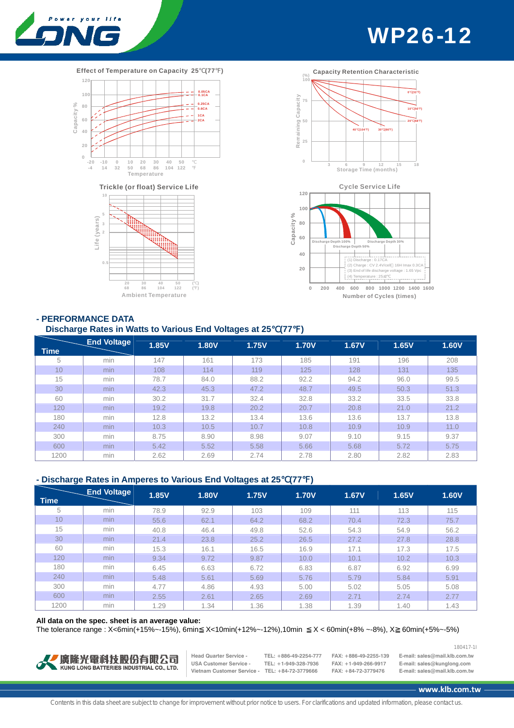Power your life

LONG

# WP26-12

Effect of Temperature on Capacity 25℃(77℉)

120
100
80
60
40
20
0
Capacity %
0.05CA
0.1CA
0.25CA
0.6CA
1CA
2CA
-20 -10 0 10 20 30 40 50 ℃
-4 14 32 50 68 86 104 122 ℉
Temperature

Capacity Retention Characteristic

(%)
100
75
50
25
0
Remaining Capacity
0℃(32℉)
10℃(50℉)
20℃(68℉)
40℃(104℉)
30℃(86℉)
3 6 9 12 15 18
Storage Time (months)

Trickle (or float) Service Life

10
5
3
2
0.5
Life (years)
20 30 40 50 (℃)
68 86 104 122 (℉)
Ambient Temperature

Cycle Service Life

120
100
80
60
40
20
Capacity %
Discharge Depth 100%
Discharge Depth 30%
Discharge Depth 50%
(1) Discharge : 0.17CA
(2) Charge : CV 2.4V/cell[] 16H Imax 0.3CA
(3) End of life discharge voltage : 1.65 Vpc
(4) Temperature : 25±2℃
0 200 400 600 800 1000 1200 1400 1600
Number of Cycles (times)

## - PERFORMANCE DATA

### Discharge Rates in Watts to Various End Voltages at 25℃(77℉)

| Time | End Voltage | 1.85V | 1.80V | 1.75V | 1.70V | 1.67V | 1.65V | 1.60V |
|---|---|---|---|---|---|---|---|---|
| 5 | min | 147 | 161 | 173 | 185 | 191 | 196 | 208 |
| 10 | min | 108 | 114 | 119 | 125 | 128 | 131 | 135 |
| 15 | min | 78.7 | 84.0 | 88.2 | 92.2 | 94.2 | 96.0 | 99.5 |
| 30 | min | 42.3 | 45.3 | 47.2 | 48.7 | 49.5 | 50.3 | 51.3 |
| 60 | min | 30.2 | 31.7 | 32.4 | 32.8 | 33.2 | 33.5 | 33.8 |
| 120 | min | 19.2 | 19.8 | 20.2 | 20.7 | 20.8 | 21.0 | 21.2 |
| 180 | min | 12.8 | 13.2 | 13.4 | 13.6 | 13.6 | 13.7 | 13.8 |
| 240 | min | 10.3 | 10.5 | 10.7 | 10.8 | 10.9 | 10.9 | 11.0 |
| 300 | min | 8.75 | 8.90 | 8.98 | 9.07 | 9.10 | 9.15 | 9.37 |
| 600 | min | 5.42 | 5.52 | 5.58 | 5.66 | 5.68 | 5.72 | 5.75 |
| 1200 | min | 2.62 | 2.69 | 2.74 | 2.78 | 2.80 | 2.82 | 2.83 |

### - Discharge Rates in Amperes to Various End Voltages at 25℃(77℉)

| Time | End Voltage | 1.85V | 1.80V | 1.75V | 1.70V | 1.67V | 1.65V | 1.60V |
|---|---|---|---|---|---|---|---|---|
| 5 | min | 78.9 | 92.9 | 103 | 109 | 111 | 113 | 115 |
| 10 | min | 55.6 | 62.1 | 64.2 | 68.2 | 70.4 | 72.3 | 75.7 |
| 15 | min | 40.8 | 46.4 | 49.8 | 52.6 | 54.3 | 54.9 | 56.2 |
| 30 | min | 21.4 | 23.8 | 25.2 | 26.5 | 27.2 | 27.8 | 28.8 |
| 60 | min | 15.3 | 16.1 | 16.5 | 16.9 | 17.1 | 17.3 | 17.5 |
| 120 | min | 9.34 | 9.72 | 9.87 | 10.0 | 10.1 | 10.2 | 10.3 |
| 180 | min | 6.45 | 6.63 | 6.72 | 6.83 | 6.87 | 6.92 | 6.99 |
| 240 | min | 5.48 | 5.61 | 5.69 | 5.76 | 5.79 | 5.84 | 5.91 |
| 300 | min | 4.77 | 4.86 | 4.93 | 5.00 | 5.02 | 5.05 | 5.08 |
| 600 | min | 2.55 | 2.61 | 2.65 | 2.69 | 2.71 | 2.74 | 2.77 |
| 1200 | min | 1.29 | 1.34 | 1.36 | 1.38 | 1.39 | 1.40 | 1.43 |

**All data on the spec. sheet is an average value:**

The tolerance range : X<6min(+15%~-15%), 6min≦X<10min(+12%~-12%),10min ≦X < 60min(+8% ~-8%), X≧60min(+5%~-5%)

180417-1I

廣隆光電科技股份有限公司
KUNG LONG BATTERIES INDUSTRIAL CO., LTD.

| | | | |
|---|---|---|---|
| Head Quarter Service - | TEL: +886-49-2254-777 | FAX: +886-49-2255-139 | E-mail: sales@mail.klb.com.tw |
| USA Customer Service - | TEL: +1-949-328-7936 | FAX: +1-949-266-9917 | E-mail: sales@kunglong.com |
| Vietnam Customer Service - | TEL: +84-72-3779666 | FAX: +84-72-3779476 | E-mail: sales@mail.klb.com.tw |

www.klb.com.tw

Contents in this data sheet are subject to change for improvement without prior notice to users. For clarifications and updated information, please contact us.